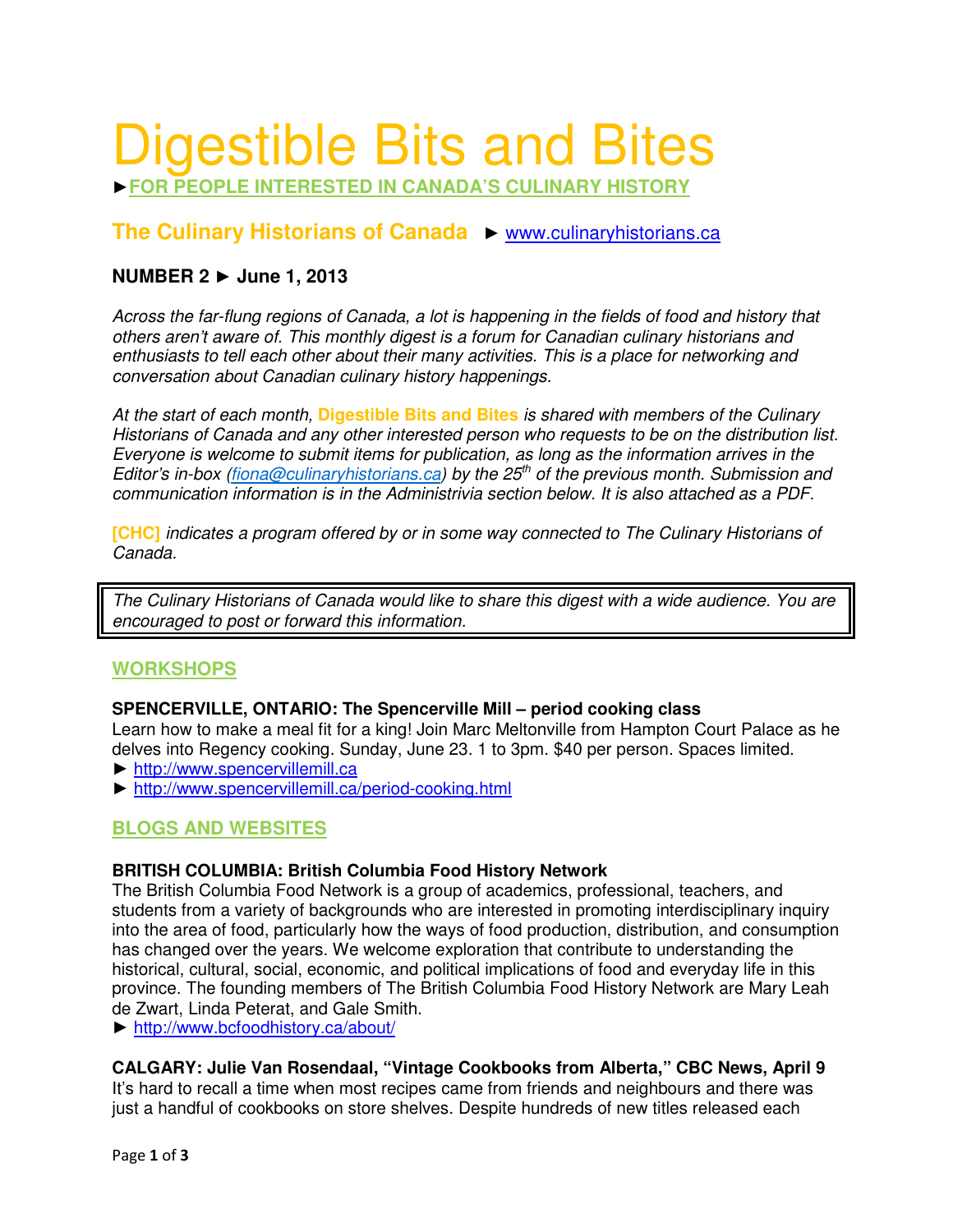# Digestible Bits and Bites

►**FOR PEOPLE INTERESTED IN CANADA'S CULINARY HISTORY**

## The Culinary Historians of Canada ► www.culinaryhistorians.ca

**NUMBER 2 ► June 1, 2013**

*Across the far-flung regions of Canada, a lot is happening in the fields of food and history that others aren't aware of. This monthly digest is a forum for Canadian culinary historians and enthusiasts to tell each other about their many activities. This is a place for networking and conversation about Canadian culinary history happenings.*

*At the start of each month,* **Digestible Bits and Bites** *is shared with members of the Culinary Historians of Canada and any other interested person who requests to be on the distribution list. Everyone is welcome to submit items for publication, as long as the information arrives in the Editor's in-box (fiona@culinaryhistorians.ca) by the 25th of the previous month. Submission and communication information is in the Administrivia section below. It is also attached as a PDF.*

**[CHC]** *indicates a program offered by or in some way connected to The Culinary Historians of Canada.*

> *The Culinary Historians of Canada would like to share this digest with a wide audience. You are encouraged to post or forward this information.*

## WORKSHOPS

**SPENCERVILLE, ONTARIO: The Spencerville Mill – period cooking class**
Learn how to make a meal fit for a king! Join Marc Meltonville from Hampton Court Palace as he delves into Regency cooking. Sunday, June 23. 1 to 3pm. $40 per person. Spaces limited.
► http://www.spencervillemill.ca
► http://www.spencervillemill.ca/period-cooking.html

## BLOGS AND WEBSITES

**BRITISH COLUMBIA: British Columbia Food History Network**
The British Columbia Food Network is a group of academics, professional, teachers, and students from a variety of backgrounds who are interested in promoting interdisciplinary inquiry into the area of food, particularly how the ways of food production, distribution, and consumption has changed over the years. We welcome exploration that contribute to understanding the historical, cultural, social, economic, and political implications of food and everyday life in this province. The founding members of The British Columbia Food History Network are Mary Leah de Zwart, Linda Peterat, and Gale Smith.
► http://www.bcfoodhistory.ca/about/

**CALGARY: Julie Van Rosendaal, "Vintage Cookbooks from Alberta," CBC News, April 9**
It's hard to recall a time when most recipes came from friends and neighbours and there was just a handful of cookbooks on store shelves. Despite hundreds of new titles released each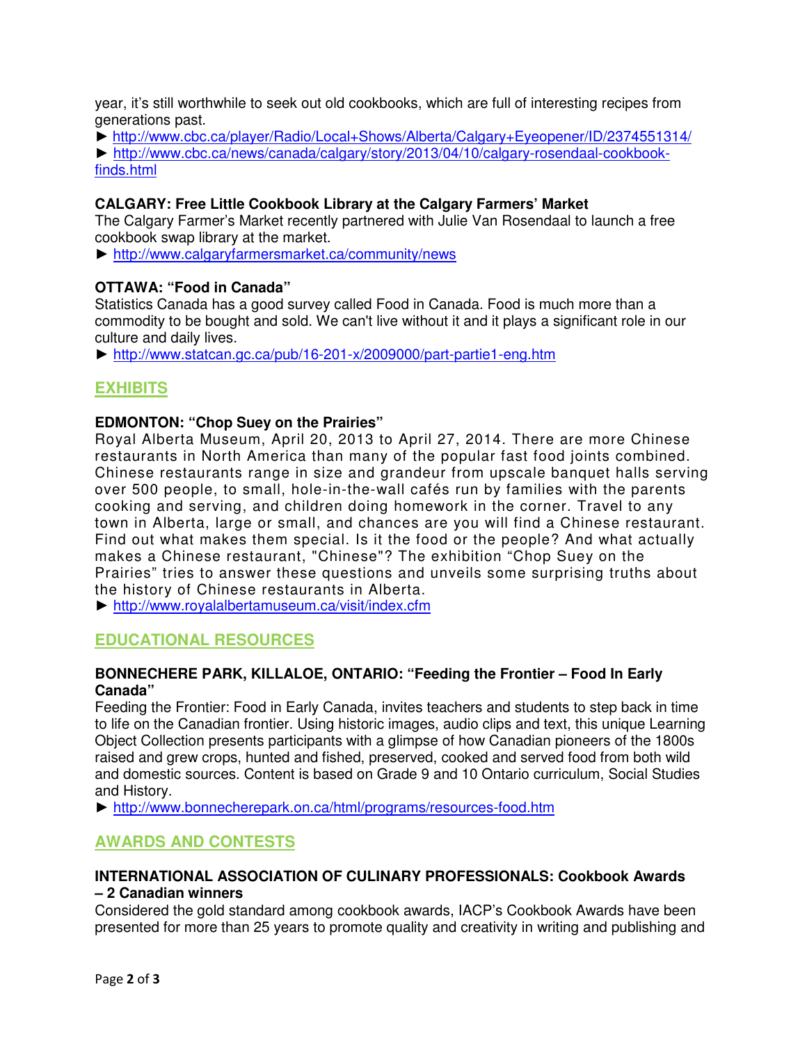year, it's still worthwhile to seek out old cookbooks, which are full of interesting recipes from generations past.

► http://www.cbc.ca/player/Radio/Local+Shows/Alberta/Calgary+Eyeopener/ID/2374551314/

► http://www.cbc.ca/news/canada/calgary/story/2013/04/10/calgary-rosendaal-cookbook-finds.html

**CALGARY: Free Little Cookbook Library at the Calgary Farmers' Market**

The Calgary Farmer's Market recently partnered with Julie Van Rosendaal to launch a free cookbook swap library at the market.

► http://www.calgaryfarmersmarket.ca/community/news

**OTTAWA: "Food in Canada"**

Statistics Canada has a good survey called Food in Canada. Food is much more than a commodity to be bought and sold. We can't live without it and it plays a significant role in our culture and daily lives.

► http://www.statcan.gc.ca/pub/16-201-x/2009000/part-partie1-eng.htm

## EXHIBITS

**EDMONTON: "Chop Suey on the Prairies"**

Royal Alberta Museum, April 20, 2013 to April 27, 2014. There are more Chinese restaurants in North America than many of the popular fast food joints combined. Chinese restaurants range in size and grandeur from upscale banquet halls serving over 500 people, to small, hole-in-the-wall cafés run by families with the parents cooking and serving, and children doing homework in the corner. Travel to any town in Alberta, large or small, and chances are you will find a Chinese restaurant. Find out what makes them special. Is it the food or the people? And what actually makes a Chinese restaurant, "Chinese"? The exhibition "Chop Suey on the Prairies" tries to answer these questions and unveils some surprising truths about the history of Chinese restaurants in Alberta.

► http://www.royalalbertamuseum.ca/visit/index.cfm

## EDUCATIONAL RESOURCES

**BONNECHERE PARK, KILLALOE, ONTARIO: "Feeding the Frontier – Food In Early Canada"**

Feeding the Frontier: Food in Early Canada, invites teachers and students to step back in time to life on the Canadian frontier. Using historic images, audio clips and text, this unique Learning Object Collection presents participants with a glimpse of how Canadian pioneers of the 1800s raised and grew crops, hunted and fished, preserved, cooked and served food from both wild and domestic sources. Content is based on Grade 9 and 10 Ontario curriculum, Social Studies and History.

► http://www.bonnecherepark.on.ca/html/programs/resources-food.htm

## AWARDS AND CONTESTS

**INTERNATIONAL ASSOCIATION OF CULINARY PROFESSIONALS: Cookbook Awards – 2 Canadian winners**

Considered the gold standard among cookbook awards, IACP's Cookbook Awards have been presented for more than 25 years to promote quality and creativity in writing and publishing and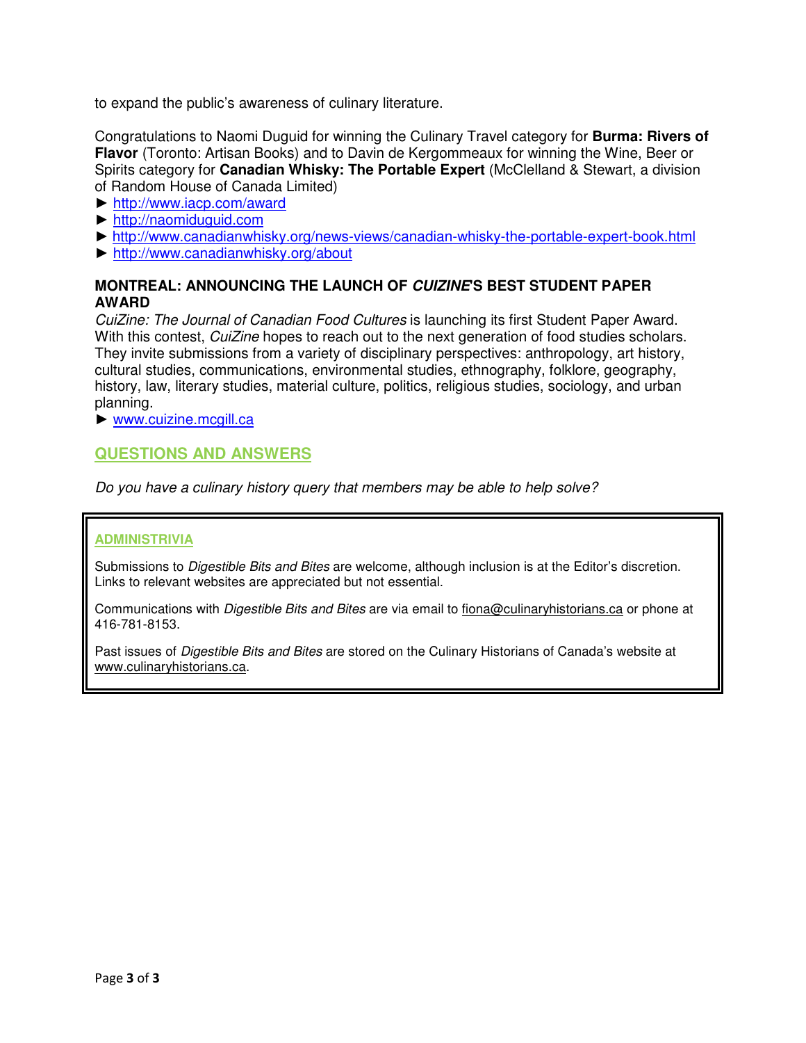to expand the public's awareness of culinary literature.

Congratulations to Naomi Duguid for winning the Culinary Travel category for **Burma: Rivers of Flavor** (Toronto: Artisan Books) and to Davin de Kergommeaux for winning the Wine, Beer or Spirits category for **Canadian Whisky: The Portable Expert** (McClelland & Stewart, a division of Random House of Canada Limited)

► http://www.iacp.com/award
► http://naomiduguid.com
► http://www.canadianwhisky.org/news-views/canadian-whisky-the-portable-expert-book.html
► http://www.canadianwhisky.org/about

### MONTREAL: ANNOUNCING THE LAUNCH OF *CUIZINE*'S BEST STUDENT PAPER AWARD

*CuiZine: The Journal of Canadian Food Cultures* is launching its first Student Paper Award. With this contest, *CuiZine* hopes to reach out to the next generation of food studies scholars. They invite submissions from a variety of disciplinary perspectives: anthropology, art history, cultural studies, communications, environmental studies, ethnography, folklore, geography, history, law, literary studies, material culture, politics, religious studies, sociology, and urban planning.

► www.cuizine.mcgill.ca

## QUESTIONS AND ANSWERS

*Do you have a culinary history query that members may be able to help solve?*

### ADMINISTRIVIA

Submissions to *Digestible Bits and Bites* are welcome, although inclusion is at the Editor's discretion. Links to relevant websites are appreciated but not essential.

Communications with *Digestible Bits and Bites* are via email to fiona@culinaryhistorians.ca or phone at 416-781-8153.

Past issues of *Digestible Bits and Bites* are stored on the Culinary Historians of Canada's website at www.culinaryhistorians.ca.